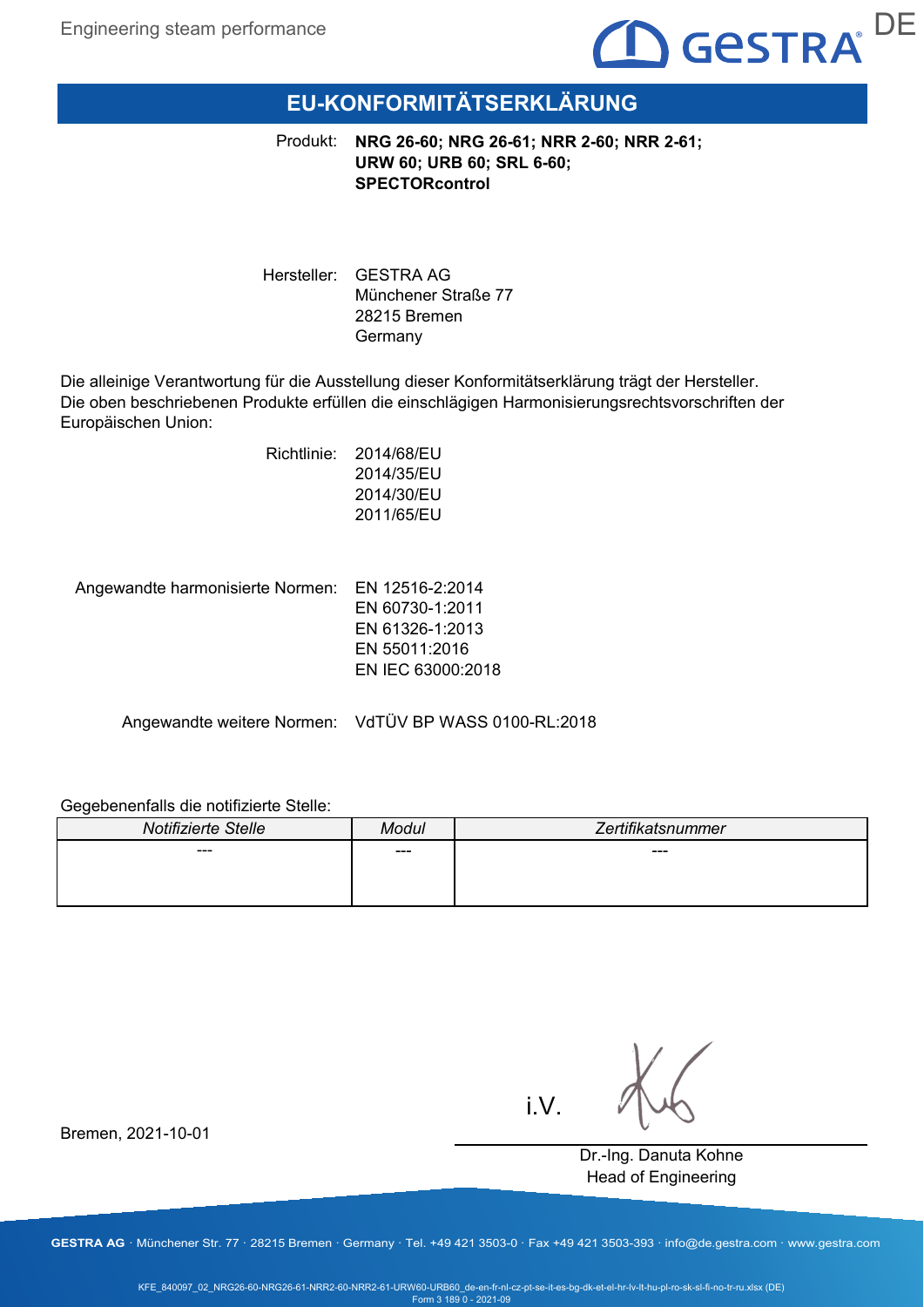# EU-KONFORMITÄTSERKLÄRUNG

Produkt: **NRG 26-60; NRG 26-61; NRR 2-60; NRR 2-61; URW 60; URB 60; SRL 6-60; SPECTORcontrol**

Hersteller: GESTRA AG
Münchener Straße 77
28215 Bremen
Germany

Die alleinige Verantwortung für die Ausstellung dieser Konformitätserklärung trägt der Hersteller.
Die oben beschriebenen Produkte erfüllen die einschlägigen Harmonisierungsrechtsvorschriften der Europäischen Union:

Richtlinie:
2014/68/EU
2014/35/EU
2014/30/EU
2011/65/EU

Angewandte harmonisierte Normen:
EN 12516-2:2014
EN 60730-1:2011
EN 61326-1:2013
EN 55011:2016
EN IEC 63000:2018

Angewandte weitere Normen: VdTÜV BP WASS 0100-RL:2018

Gegebenenfalls die notifizierte Stelle:

| *Notifizierte Stelle* | *Modul* | *Zertifikatsnummer* |
|---|---|---|
| --- | --- | --- |

Bremen, 2021-10-01

i.V.

Dr.-Ing. Danuta Kohne
Head of Engineering

**GESTRA AG** · Münchener Str. 77 · 28215 Bremen · Germany · Tel. +49 421 3503-0 · Fax +49 421 3503-393 · info@de.gestra.com · www.gestra.com

KFE_840097_02_NRG26-60-NRG26-61-NRR2-60-NRR2-61-URW60-URB60_de-en-fr-nl-cz-pt-se-it-es-bg-dk-et-el-hr-lv-lt-hu-pl-ro-sk-sl-fi-no-tr-ru.xlsx (DE)
Form 3 189 0 - 2021-09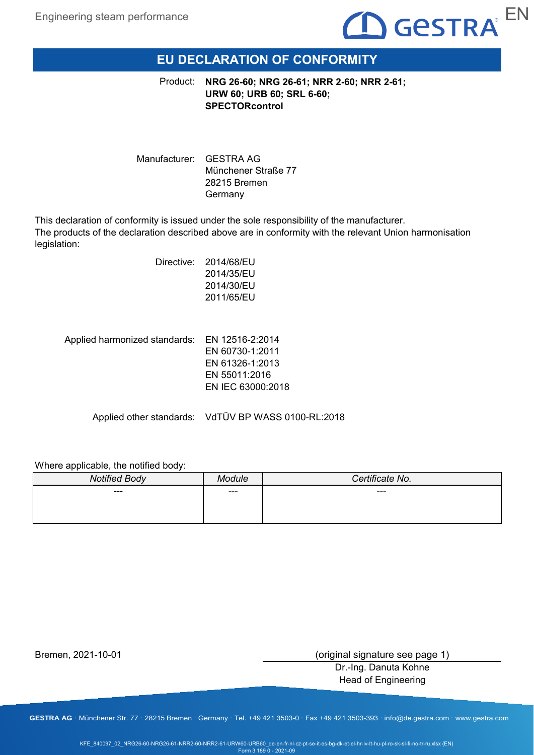# EU DECLARATION OF CONFORMITY

Product: **NRG 26-60; NRG 26-61; NRR 2-60; NRR 2-61; URW 60; URB 60; SRL 6-60; SPECTORcontrol**

Manufacturer: GESTRA AG
Münchener Straße 77
28215 Bremen
Germany

This declaration of conformity is issued under the sole responsibility of the manufacturer.
The products of the declaration described above are in conformity with the relevant Union harmonisation legislation:

Directive: 2014/68/EU
2014/35/EU
2014/30/EU
2011/65/EU

Applied harmonized standards: EN 12516-2:2014
EN 60730-1:2011
EN 61326-1:2013
EN 55011:2016
EN IEC 63000:2018

Applied other standards: VdTÜV BP WASS 0100-RL:2018

Where applicable, the notified body:

| *Notified Body* | *Module* | *Certificate No.* |
|---|---|---|
| --- | --- | --- |

Bremen, 2021-10-01

(original signature see page 1)
Dr.-Ing. Danuta Kohne
Head of Engineering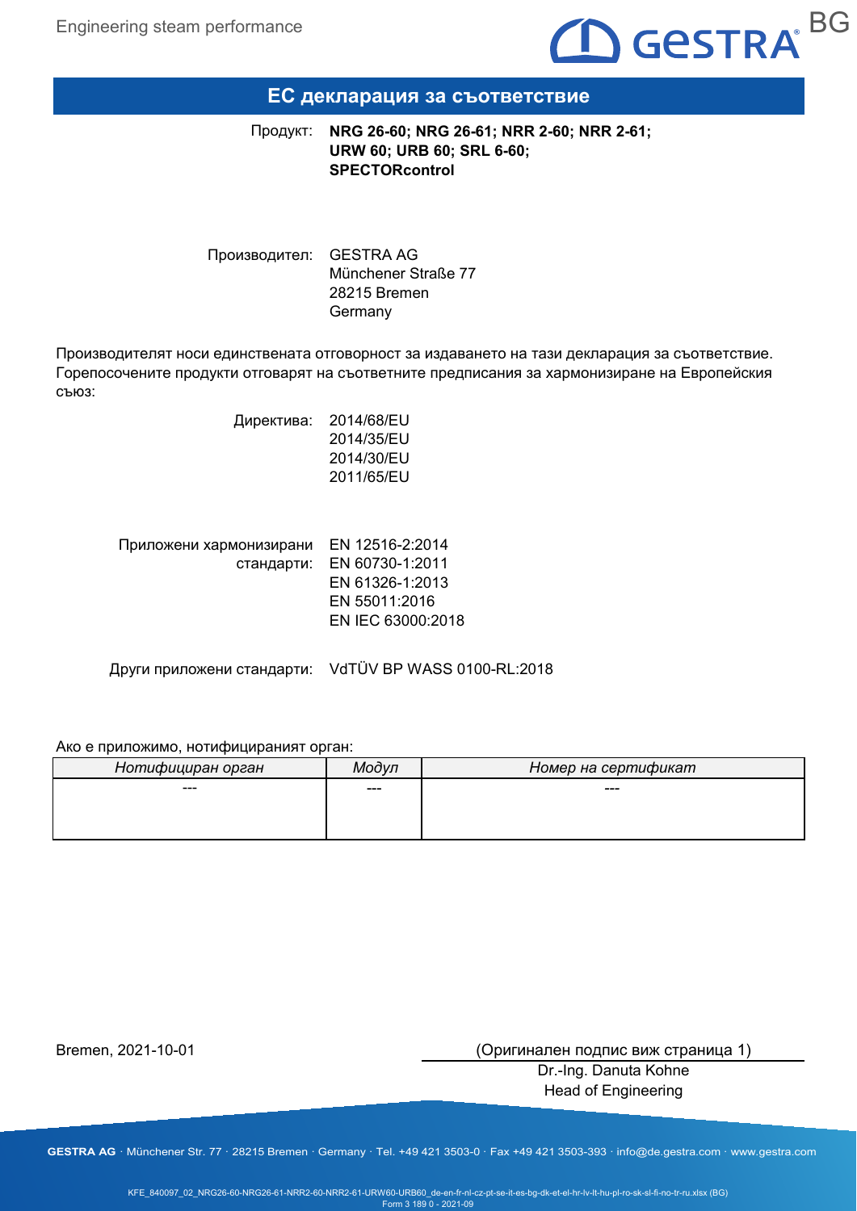# ЕС декларация за съответствие

Продукт: **NRG 26-60; NRG 26-61; NRR 2-60; NRR 2-61; URW 60; URB 60; SRL 6-60; SPECTORcontrol**

Производител: GESTRA AG
Münchener Straße 77
28215 Bremen
Germany

Производителят носи единствената отговорност за издаването на тази декларация за съответствие. Горепосочените продукти отговарят на съответните предписания за хармонизиране на Европейския съюз:

Директива: 2014/68/EU
2014/35/EU
2014/30/EU
2011/65/EU

Приложени хармонизирани стандарти: EN 12516-2:2014
EN 60730-1:2011
EN 61326-1:2013
EN 55011:2016
EN IEC 63000:2018

Други приложени стандарти: VdTÜV BP WASS 0100-RL:2018

Ако е приложимо, нотифицираният орган:

| *Нотифициран орган* | *Модул* | *Номер на сертификат* |
|---|---|---|
| --- | --- | --- |

Bremen, 2021-10-01

(Оригинален подпис виж страница 1)
Dr.-Ing. Danuta Kohne
Head of Engineering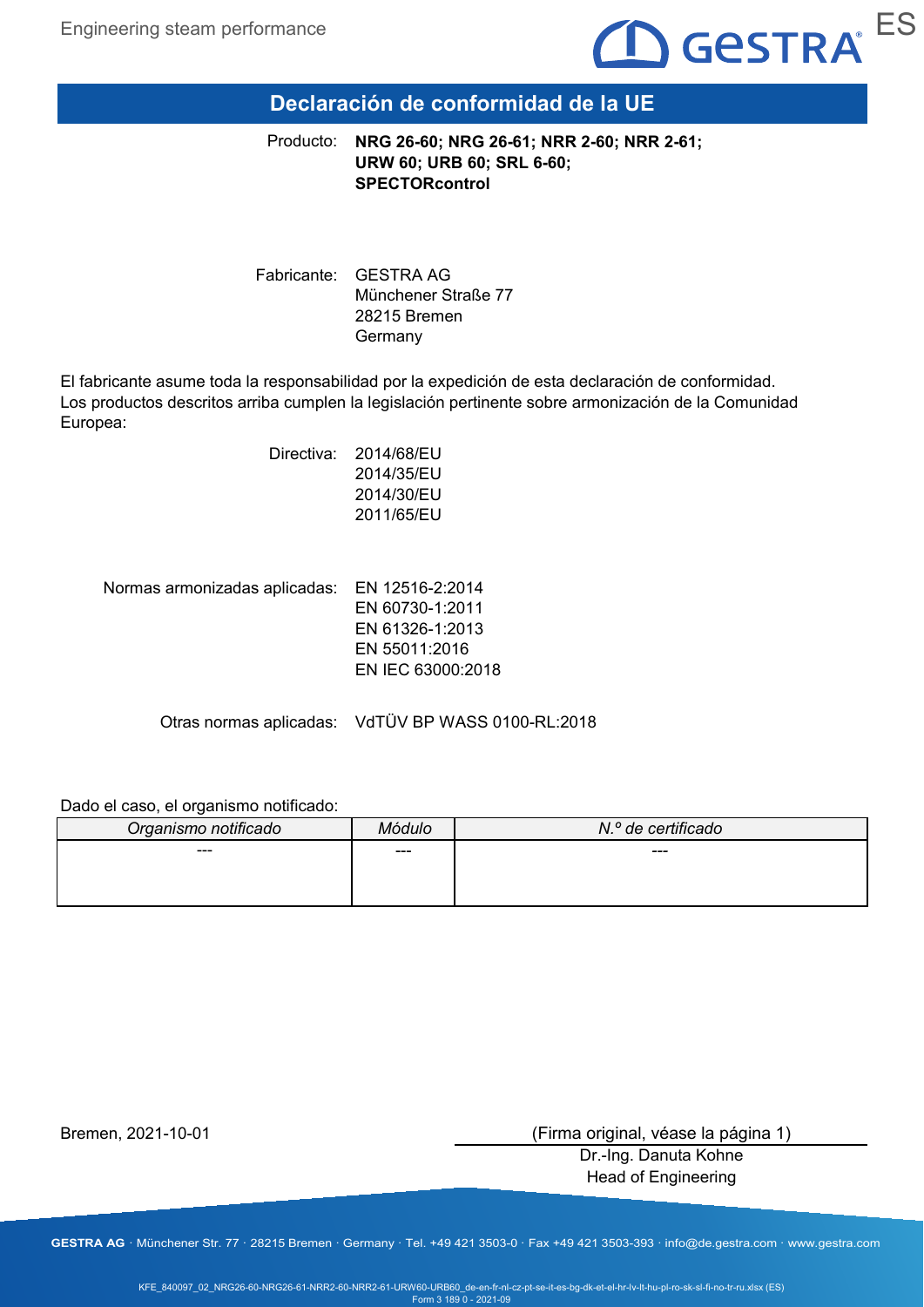# Declaración de conformidad de la UE

Producto: **NRG 26-60; NRG 26-61; NRR 2-60; NRR 2-61; URW 60; URB 60; SRL 6-60; SPECTORcontrol**

Fabricante: GESTRA AG
Münchener Straße 77
28215 Bremen
Germany

El fabricante asume toda la responsabilidad por la expedición de esta declaración de conformidad. Los productos descritos arriba cumplen la legislación pertinente sobre armonización de la Comunidad Europea:

Directiva: 2014/68/EU
2014/35/EU
2014/30/EU
2011/65/EU

Normas armonizadas aplicadas: EN 12516-2:2014
EN 60730-1:2011
EN 61326-1:2013
EN 55011:2016
EN IEC 63000:2018

Otras normas aplicadas: VdTÜV BP WASS 0100-RL:2018

Dado el caso, el organismo notificado:

| *Organismo notificado* | *Módulo* | *N.º de certificado* |
|---|---|---|
| --- | --- | --- |

Bremen, 2021-10-01

(Firma original, véase la página 1)
Dr.-Ing. Danuta Kohne
Head of Engineering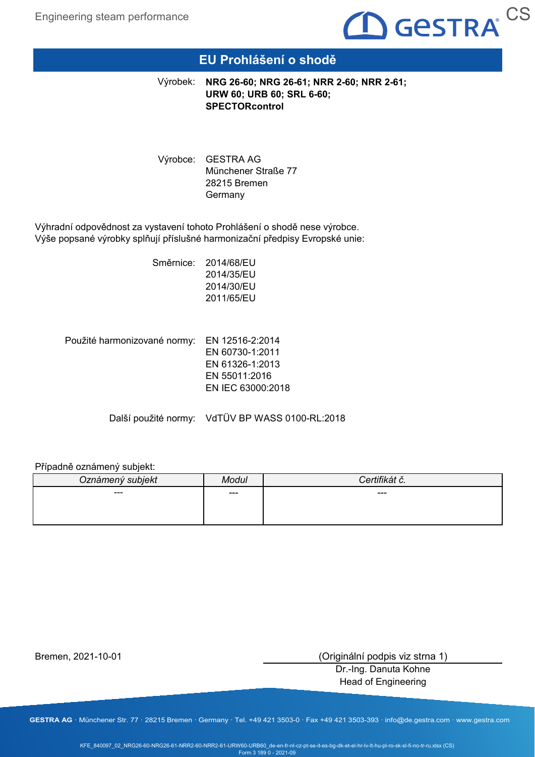# EU Prohlášení o shodě

Výrobek: **NRG 26-60; NRG 26-61; NRR 2-60; NRR 2-61; URW 60; URB 60; SRL 6-60; SPECTORcontrol**

Výrobce: GESTRA AG
Münchener Straße 77
28215 Bremen
Germany

Výhradní odpovědnost za vystavení tohoto Prohlášení o shodě nese výrobce.
Výše popsané výrobky splňují příslušné harmonizační předpisy Evropské unie:

Směrnice:
2014/68/EU
2014/35/EU
2014/30/EU
2011/65/EU

Použité harmonizované normy:
EN 12516-2:2014
EN 60730-1:2011
EN 61326-1:2013
EN 55011:2016
EN IEC 63000:2018

Další použité normy: VdTÜV BP WASS 0100-RL:2018

Případně oznámený subjekt:

| *Oznámený subjekt* | *Modul* | *Certifikát č.* |
| --- | --- | --- |
| --- | --- | --- |

Bremen, 2021-10-01

(Originální podpis viz strna 1)
Dr.-Ing. Danuta Kohne
Head of Engineering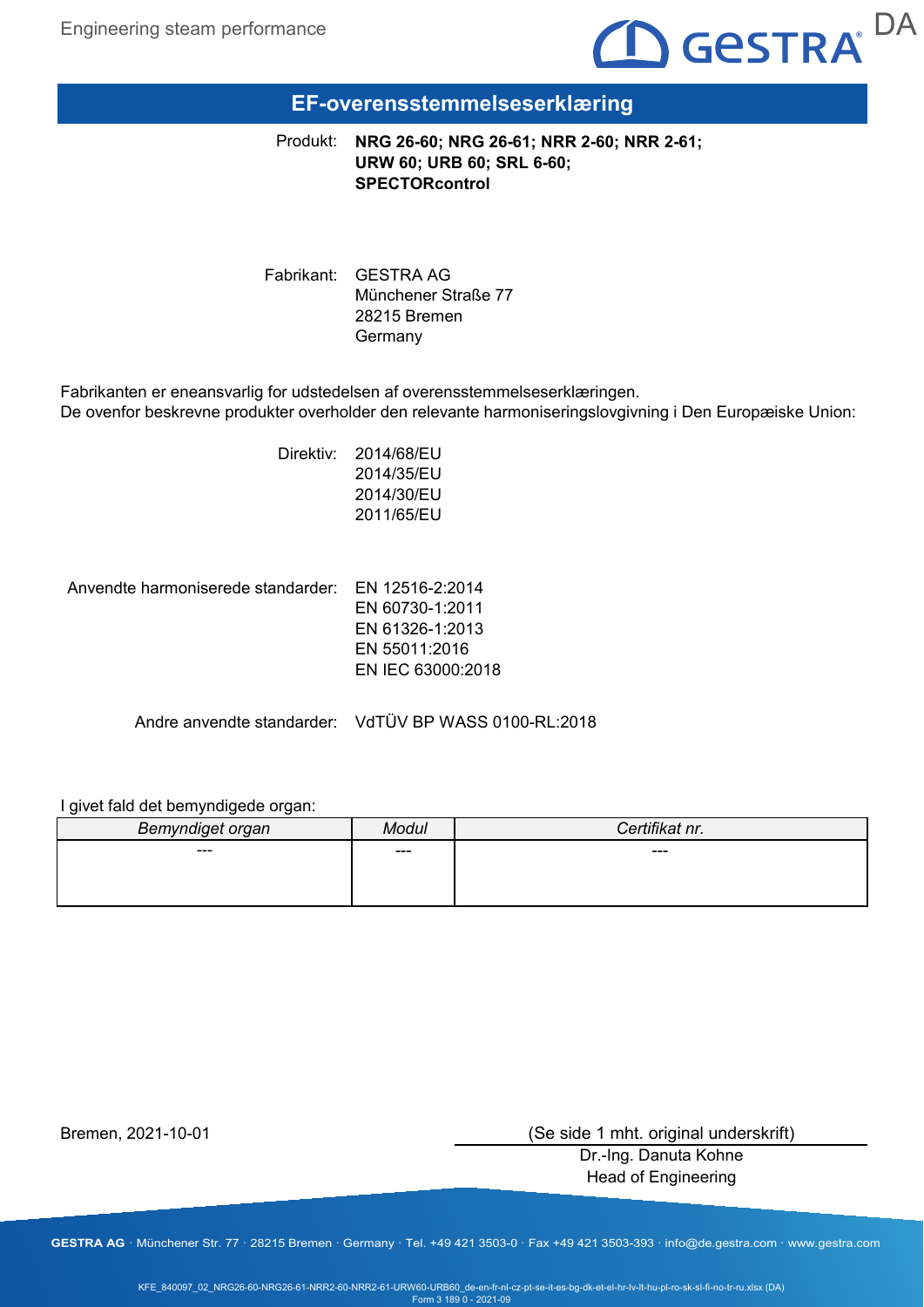# EF-overensstemmelseserklæring

Produkt: **NRG 26-60; NRG 26-61; NRR 2-60; NRR 2-61; URW 60; URB 60; SRL 6-60; SPECTORcontrol**

Fabrikant: GESTRA AG
Münchener Straße 77
28215 Bremen
Germany

Fabrikanten er eneansvarlig for udstedelsen af overensstemmelseserklæringen.
De ovenfor beskrevne produkter overholder den relevante harmoniseringslovgivning i Den Europæiske Union:

Direktiv: 2014/68/EU
2014/35/EU
2014/30/EU
2011/65/EU

Anvendte harmoniserede standarder: EN 12516-2:2014
EN 60730-1:2011
EN 61326-1:2013
EN 55011:2016
EN IEC 63000:2018

Andre anvendte standarder: VdTÜV BP WASS 0100-RL:2018

I givet fald det bemyndigede organ:

| *Bemyndiget organ* | *Modul* | *Certifikat nr.* |
|---|---|---|
| --- | --- | --- |

Bremen, 2021-10-01

(Se side 1 mht. original underskrift)
Dr.-Ing. Danuta Kohne
Head of Engineering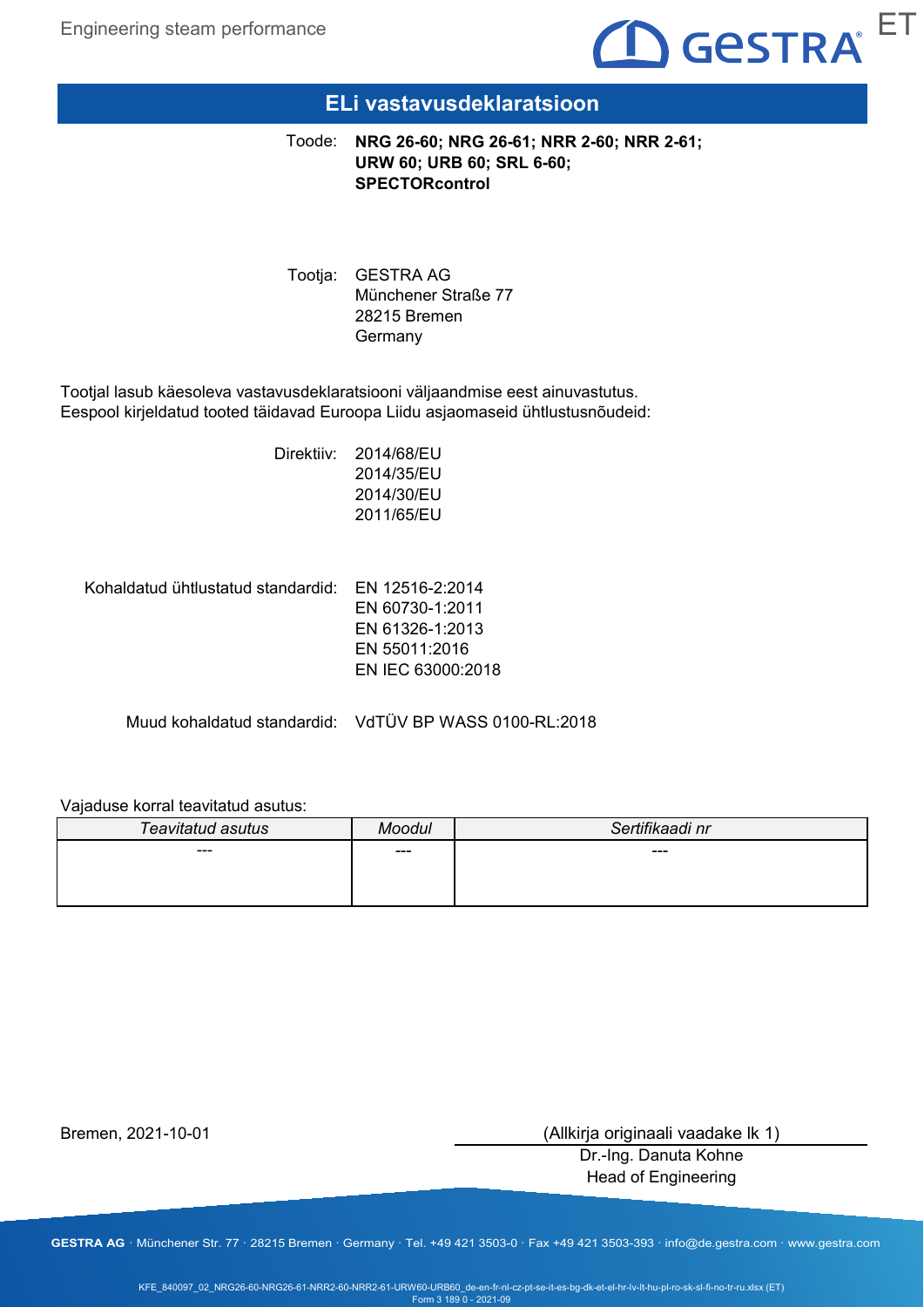# ELi vastavusdeklaratsioon

Toode: **NRG 26-60; NRG 26-61; NRR 2-60; NRR 2-61; URW 60; URB 60; SRL 6-60; SPECTORcontrol**

Tootja: GESTRA AG
Münchener Straße 77
28215 Bremen
Germany

Tootjal lasub käesoleva vastavusdeklaratsiooni väljaandmise eest ainuvastutus.
Eespool kirjeldatud tooted täidavad Euroopa Liidu asjaomaseid ühtlustusnõudeid:

Direktiiv: 2014/68/EU
2014/35/EU
2014/30/EU
2011/65/EU

Kohaldatud ühtlustatud standardid: EN 12516-2:2014
EN 60730-1:2011
EN 61326-1:2013
EN 55011:2016
EN IEC 63000:2018

Muud kohaldatud standardid: VdTÜV BP WASS 0100-RL:2018

Vajaduse korral teavitatud asutus:

| *Teavitatud asutus* | *Moodul* | *Sertifikaadi nr* |
|---|---|---|
| --- | --- | --- |

Bremen, 2021-10-01

(Allkirja originaali vaadake lk 1)
Dr.-Ing. Danuta Kohne
Head of Engineering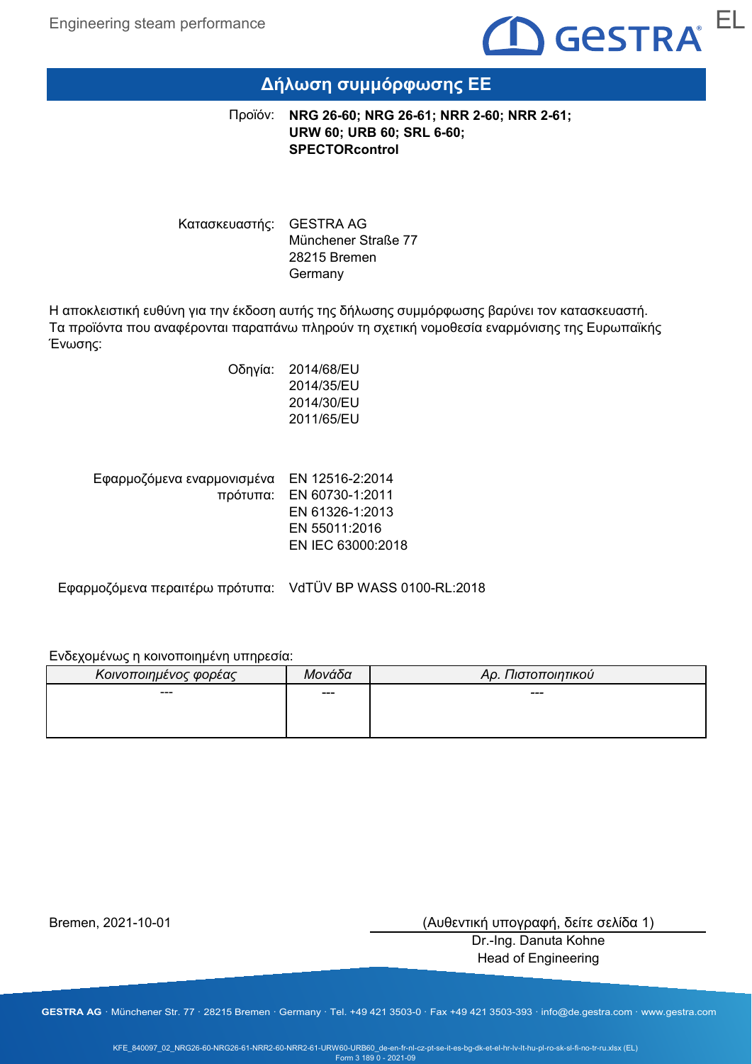# Δήλωση συμμόρφωσης ΕΕ

Προϊόν: **NRG 26-60; NRG 26-61; NRR 2-60; NRR 2-61; URW 60; URB 60; SRL 6-60; SPECTORcontrol**

Κατασκευαστής: GESTRA AG
Münchener Straße 77
28215 Bremen
Germany

Η αποκλειστική ευθύνη για την έκδοση αυτής της δήλωσης συμμόρφωσης βαρύνει τον κατασκευαστή. Τα προϊόντα που αναφέρονται παραπάνω πληρούν τη σχετική νομοθεσία εναρμόνισης της Ευρωπαϊκής Ένωσης:

Οδηγία: 2014/68/EU
2014/35/EU
2014/30/EU
2011/65/EU

Εφαρμοζόμενα εναρμονισμένα πρότυπα: EN 12516-2:2014
EN 60730-1:2011
EN 61326-1:2013
EN 55011:2016
EN IEC 63000:2018

Εφαρμοζόμενα περαιτέρω πρότυπα: VdTÜV BP WASS 0100-RL:2018

Ενδεχομένως η κοινοποιημένη υπηρεσία:

| *Κοινοποιημένος φορέας* | *Μονάδα* | *Αρ. Πιστοποιητικού* |
|---|---|---|
| --- | --- | --- |

Bremen, 2021-10-01

(Αυθεντική υπογραφή, δείτε σελίδα 1)
Dr.-Ing. Danuta Kohne
Head of Engineering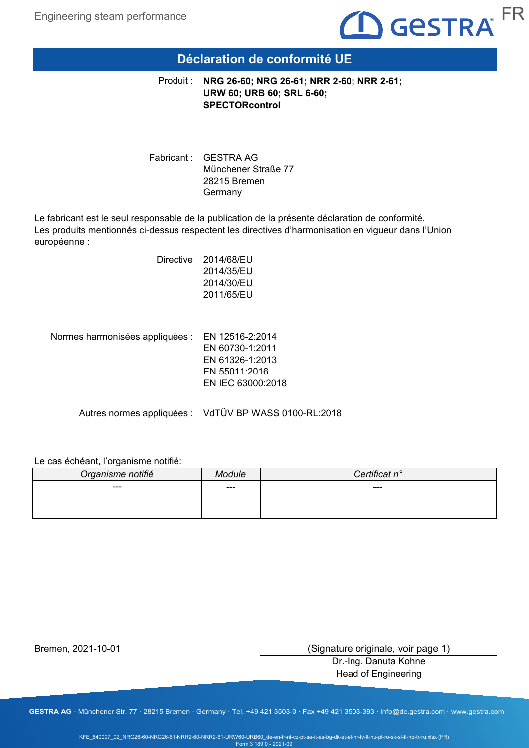# Déclaration de conformité UE

Produit : **NRG 26-60; NRG 26-61; NRR 2-60; NRR 2-61; URW 60; URB 60; SRL 6-60; SPECTORcontrol**

Fabricant : GESTRA AG
Münchener Straße 77
28215 Bremen
Germany

Le fabricant est le seul responsable de la publication de la présente déclaration de conformité.
Les produits mentionnés ci-dessus respectent les directives d'harmonisation en vigueur dans l'Union européenne :

Directive 2014/68/EU
2014/35/EU
2014/30/EU
2011/65/EU

Normes harmonisées appliquées : EN 12516-2:2014
EN 60730-1:2011
EN 61326-1:2013
EN 55011:2016
EN IEC 63000:2018

Autres normes appliquées : VdTÜV BP WASS 0100-RL:2018

Le cas échéant, l'organisme notifié:

| *Organisme notifié* | *Module* | *Certificat n°* |
|---|---|---|
| --- | --- | --- |

Bremen, 2021-10-01

(Signature originale, voir page 1)
Dr.-Ing. Danuta Kohne
Head of Engineering

GESTRA AG · Münchener Str. 77 · 28215 Bremen · Germany · Tel. +49 421 3503-0 · Fax +49 421 3503-393 · info@de.gestra.com · www.gestra.com

KFE_840097_02_NRG26-60-NRG26-61-NRR2-60-NRR2-61-URW60-URB60_de-en-fr-nl-cz-pt-se-it-es-bg-dk-et-el-hr-lv-lt-hu-pl-ro-sk-sl-fi-no-tr-ru.xlsx (FR)
Form 3 189 0 - 2021-09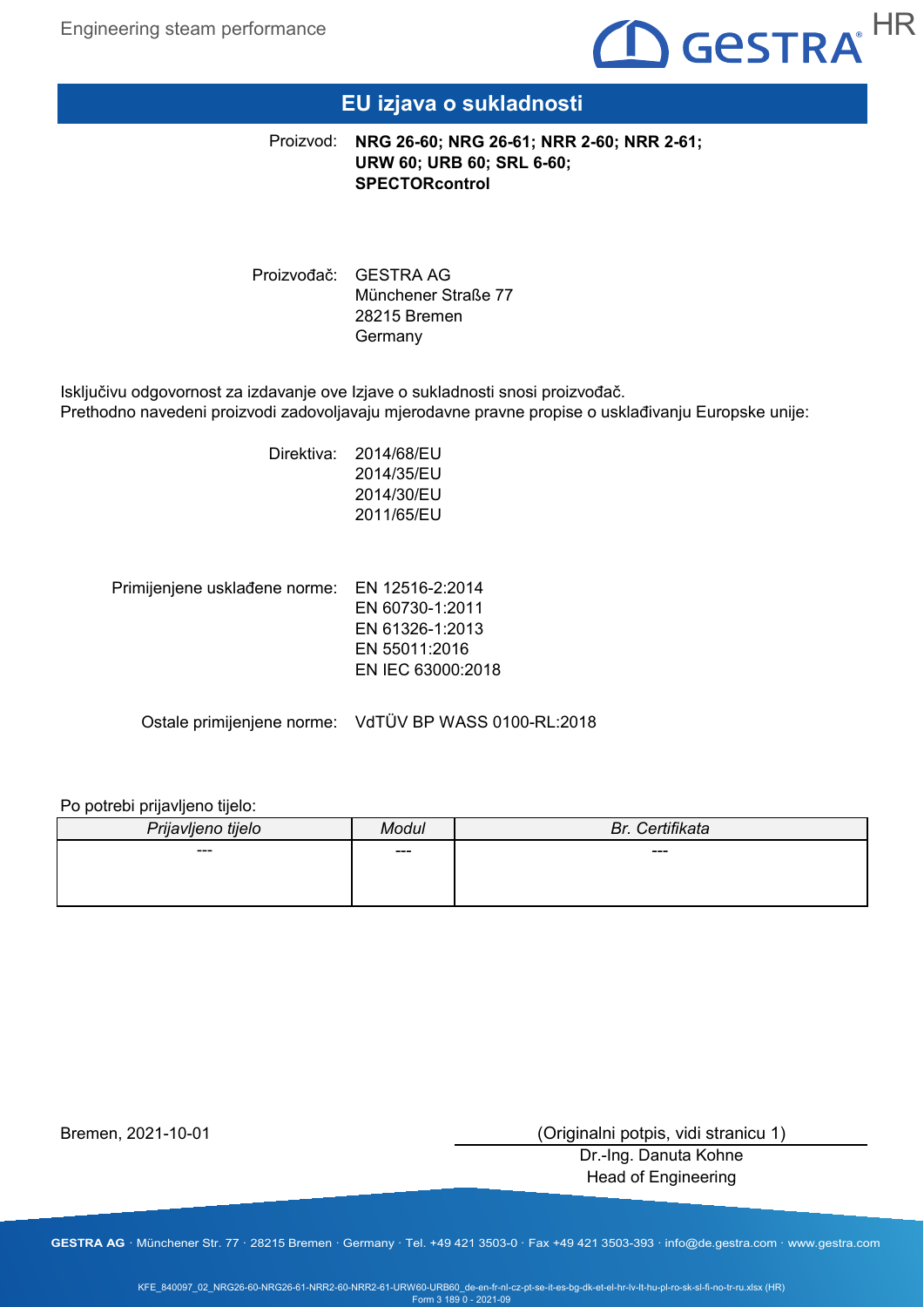# EU izjava o sukladnosti

Proizvod: **NRG 26-60; NRG 26-61; NRR 2-60; NRR 2-61; URW 60; URB 60; SRL 6-60; SPECTORcontrol**

Proizvođač: GESTRA AG  
Münchener Straße 77  
28215 Bremen  
Germany

Isključivu odgovornost za izdavanje ove Izjave o sukladnosti snosi proizvođač.  
Prethodno navedeni proizvodi zadovoljavaju mjerodavne pravne propise o usklađivanju Europske unije:

Direktiva:  
2014/68/EU  
2014/35/EU  
2014/30/EU  
2011/65/EU

Primijenjene usklađene norme:  
EN 12516-2:2014  
EN 60730-1:2011  
EN 61326-1:2013  
EN 55011:2016  
EN IEC 63000:2018

Ostale primijenjene norme: VdTÜV BP WASS 0100-RL:2018

Po potrebi prijavljeno tijelo:

| *Prijavljeno tijelo* | *Modul* | *Br. Certifikata* |
|---|---|---|
| --- | --- | --- |

Bremen, 2021-10-01

(Originalni potpis, vidi stranicu 1)  
Dr.-Ing. Danuta Kohne  
Head of Engineering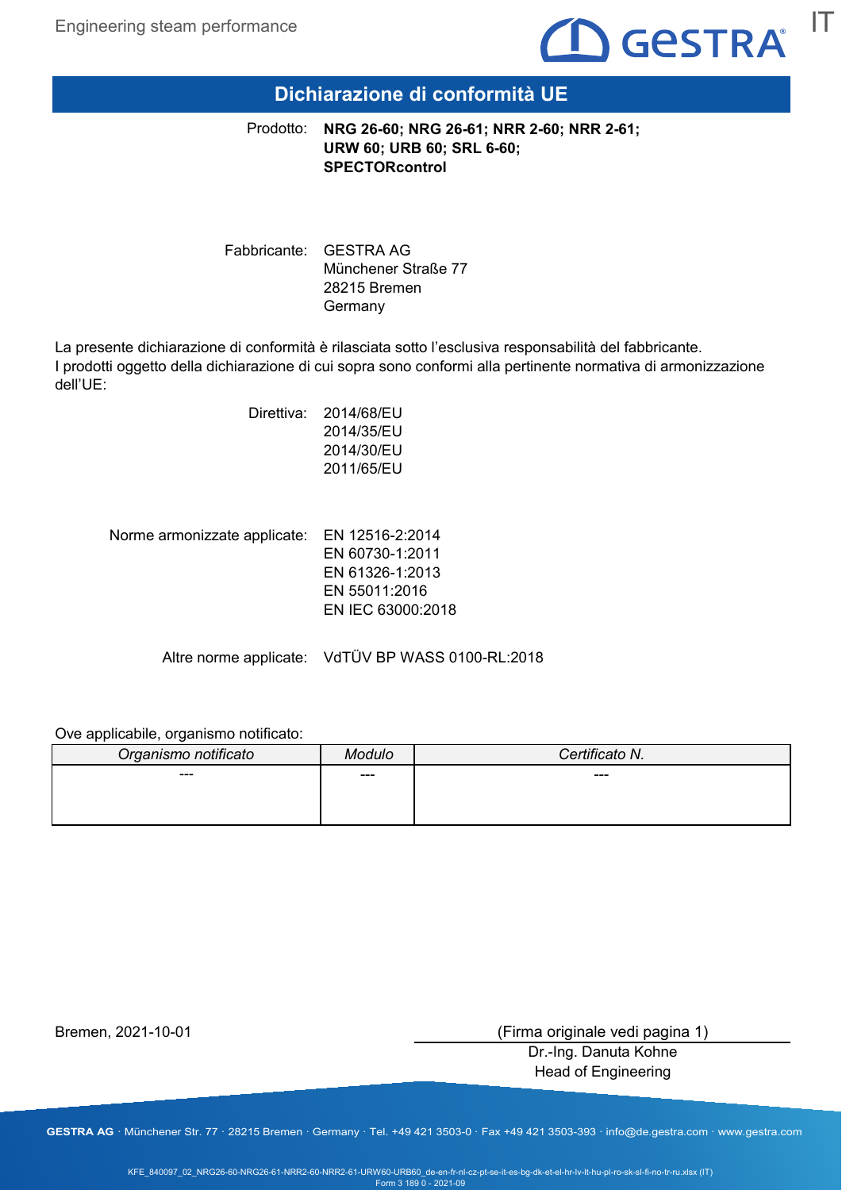# Dichiarazione di conformità UE

Prodotto: **NRG 26-60; NRG 26-61; NRR 2-60; NRR 2-61; URW 60; URB 60; SRL 6-60; SPECTORcontrol**

Fabbricante: GESTRA AG
Münchener Straße 77
28215 Bremen
Germany

La presente dichiarazione di conformità è rilasciata sotto l'esclusiva responsabilità del fabbricante.
I prodotti oggetto della dichiarazione di cui sopra sono conformi alla pertinente normativa di armonizzazione dell'UE:

Direttiva: 2014/68/EU
2014/35/EU
2014/30/EU
2011/65/EU

Norme armonizzate applicate: EN 12516-2:2014
EN 60730-1:2011
EN 61326-1:2013
EN 55011:2016
EN IEC 63000:2018

Altre norme applicate: VdTÜV BP WASS 0100-RL:2018

Ove applicabile, organismo notificato:

| *Organismo notificato* | *Modulo* | *Certificato N.* |
|---|---|---|
| --- | --- | --- |

Bremen, 2021-10-01

(Firma originale vedi pagina 1)
Dr.-Ing. Danuta Kohne
Head of Engineering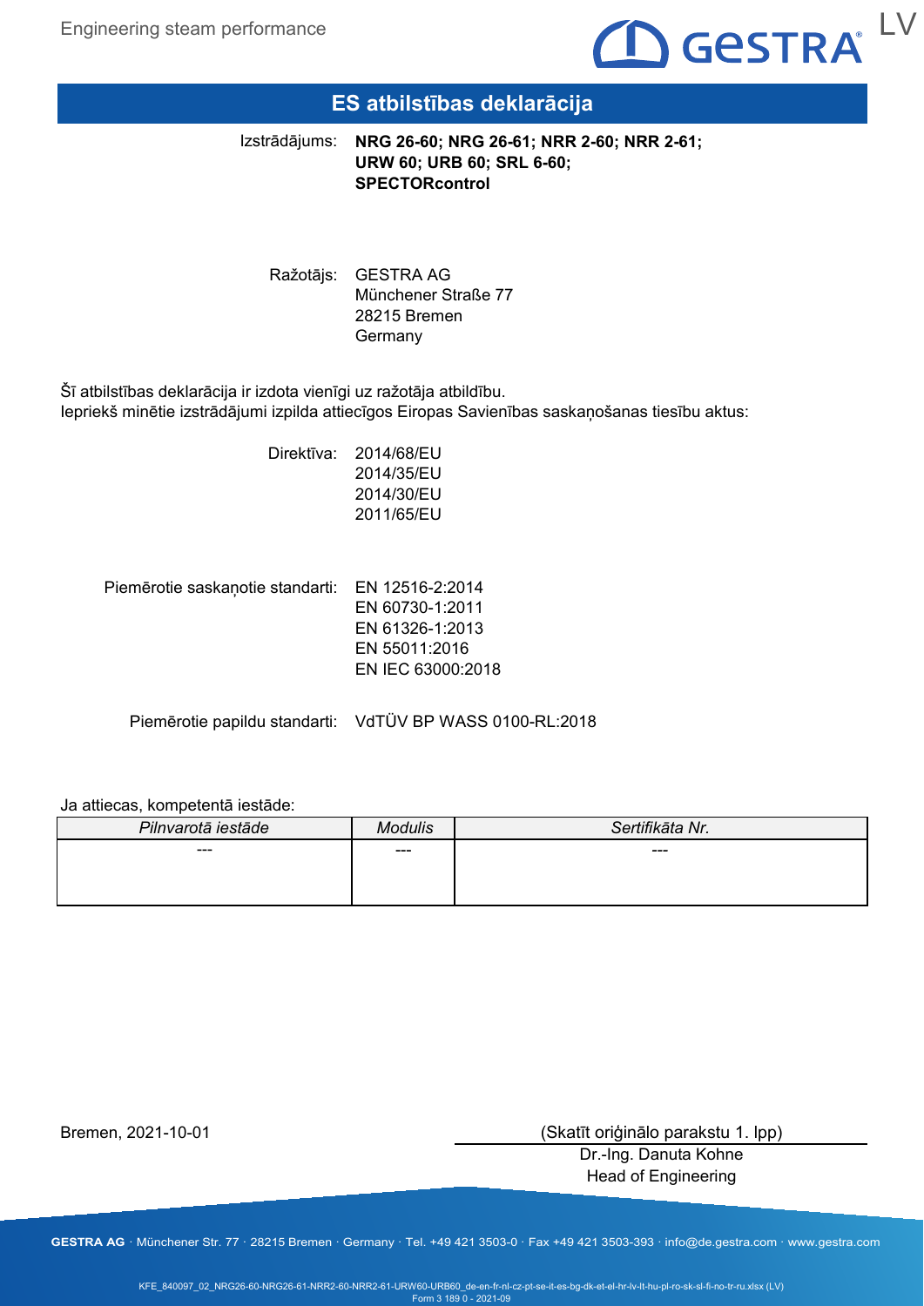# ES atbilstības deklarācija

Izstrādājums: **NRG 26-60; NRG 26-61; NRR 2-60; NRR 2-61; URW 60; URB 60; SRL 6-60; SPECTORcontrol**

Ražotājs: GESTRA AG
Münchener Straße 77
28215 Bremen
Germany

Šī atbilstības deklarācija ir izdota vienīgi uz ražotāja atbildību.
Iepriekš minētie izstrādājumi izpilda attiecīgos Eiropas Savienības saskaņošanas tiesību aktus:

Direktīva: 2014/68/EU
2014/35/EU
2014/30/EU
2011/65/EU

Piemērotie saskaņotie standarti: EN 12516-2:2014
EN 60730-1:2011
EN 61326-1:2013
EN 55011:2016
EN IEC 63000:2018

Piemērotie papildu standarti: VdTÜV BP WASS 0100-RL:2018

Ja attiecas, kompetentā iestāde:

| *Pilnvarotā iestāde* | *Modulis* | *Sertifikāta Nr.* |
|---|---|---|
| --- | --- | --- |

Bremen, 2021-10-01

(Skatīt oriģinālo parakstu 1. lpp)
Dr.-Ing. Danuta Kohne
Head of Engineering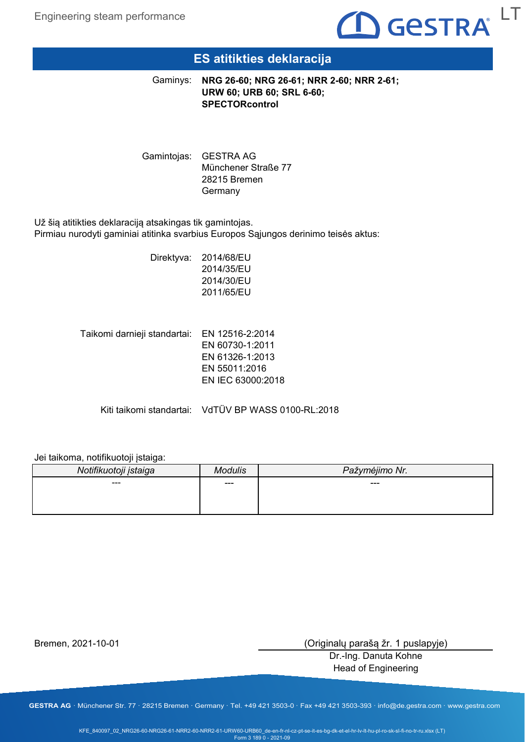# ES atitikties deklaracija

Gaminys: **NRG 26-60; NRG 26-61; NRR 2-60; NRR 2-61; URW 60; URB 60; SRL 6-60; SPECTORcontrol**

Gamintojas: GESTRA AG
Münchener Straße 77
28215 Bremen
Germany

Už šią atitikties deklaraciją atsakingas tik gamintojas.
Pirmiau nurodyti gaminiai atitinka svarbius Europos Sąjungos derinimo teisės aktus:

Direktyva: 2014/68/EU
2014/35/EU
2014/30/EU
2011/65/EU

Taikomi darnieji standartai: EN 12516-2:2014
EN 60730-1:2011
EN 61326-1:2013
EN 55011:2016
EN IEC 63000:2018

Kiti taikomi standartai: VdTÜV BP WASS 0100-RL:2018

Jei taikoma, notifikuotoji įstaiga:

| *Notifikuotoji įstaiga* | *Modulis* | *Pažymėjimo Nr.* |
|---|---|---|
| --- | --- | --- |

Bremen, 2021-10-01

(Originalų parašą žr. 1 puslapyje)
Dr.-Ing. Danuta Kohne
Head of Engineering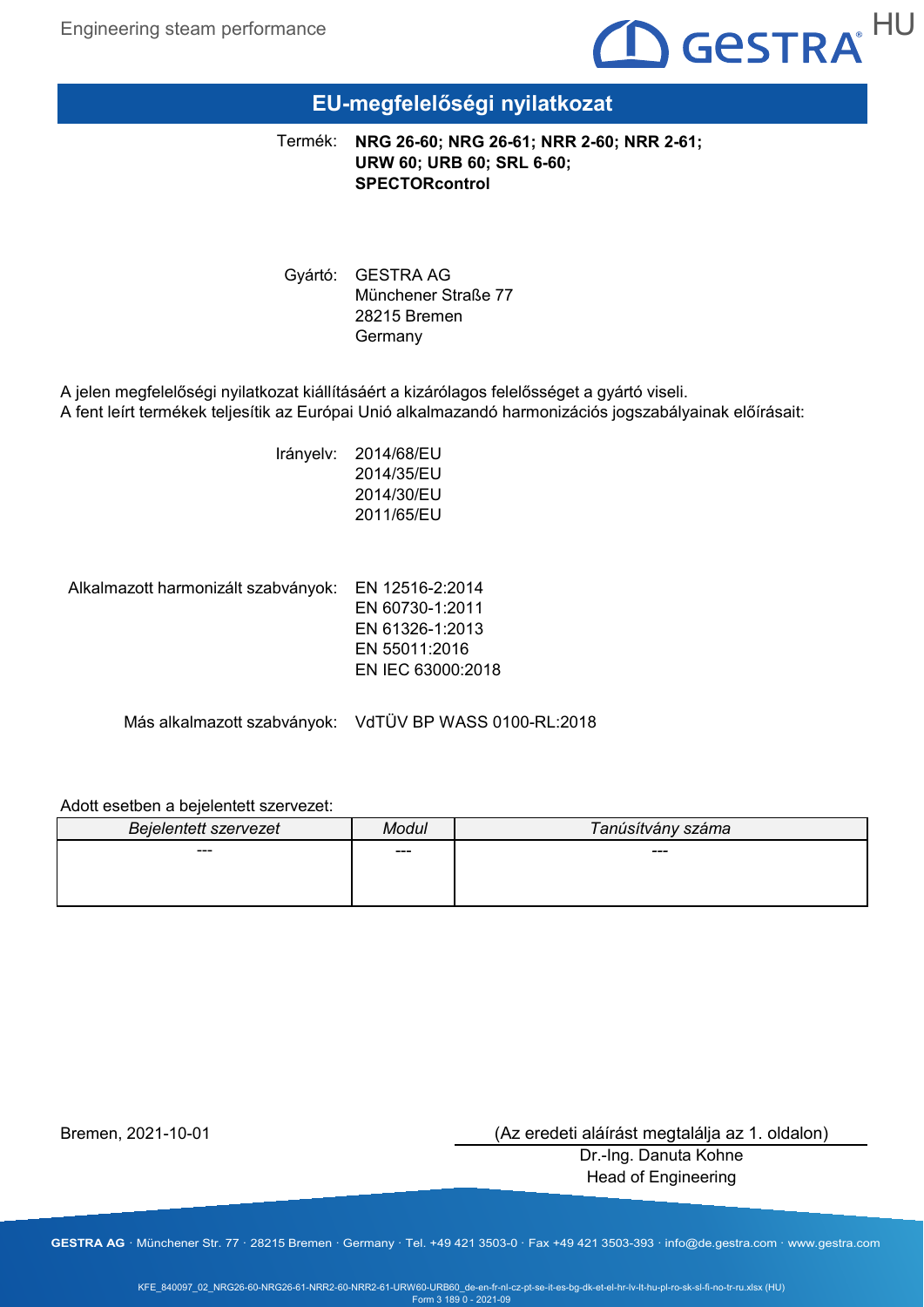# EU-megfelelőségi nyilatkozat

Termék: **NRG 26-60; NRG 26-61; NRR 2-60; NRR 2-61; URW 60; URB 60; SRL 6-60; SPECTORcontrol**

Gyártó: GESTRA AG
Münchener Straße 77
28215 Bremen
Germany

A jelen megfelelőségi nyilatkozat kiállításáért a kizárólagos felelősséget a gyártó viseli.
A fent leírt termékek teljesítik az Európai Unió alkalmazandó harmonizációs jogszabályainak előírásait:

Irányelv: 2014/68/EU
2014/35/EU
2014/30/EU
2011/65/EU

Alkalmazott harmonizált szabványok: EN 12516-2:2014
EN 60730-1:2011
EN 61326-1:2013
EN 55011:2016
EN IEC 63000:2018

Más alkalmazott szabványok: VdTÜV BP WASS 0100-RL:2018

Adott esetben a bejelentett szervezet:

| *Bejelentett szervezet* | *Modul* | *Tanúsítvány száma* |
|---|---|---|
| --- | --- | --- |

Bremen, 2021-10-01

(Az eredeti aláírást megtalálja az 1. oldalon)
Dr.-Ing. Danuta Kohne
Head of Engineering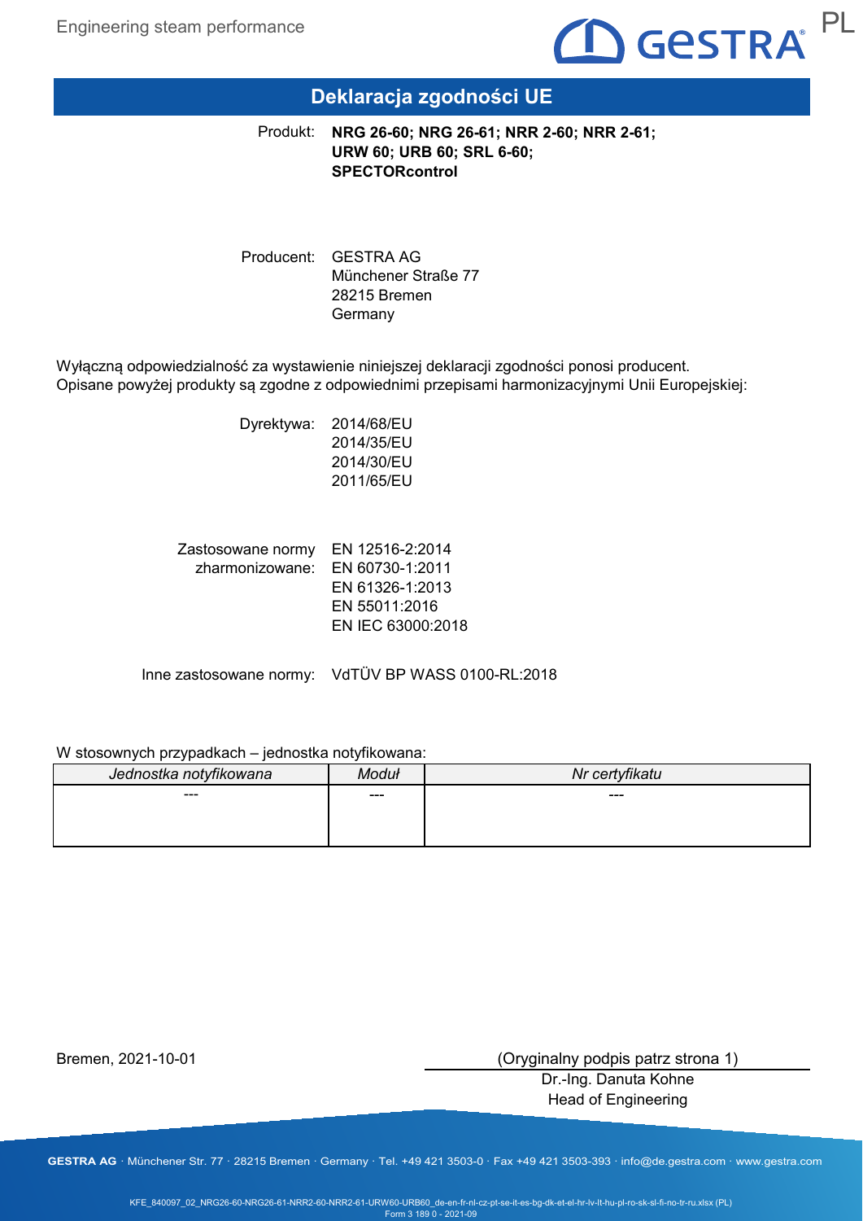# Deklaracja zgodności UE

Produkt: **NRG 26-60; NRG 26-61; NRR 2-60; NRR 2-61; URW 60; URB 60; SRL 6-60; SPECTORcontrol**

Producent: GESTRA AG
Münchener Straße 77
28215 Bremen
Germany

Wyłączną odpowiedzialność za wystawienie niniejszej deklaracji zgodności ponosi producent.
Opisane powyżej produkty są zgodne z odpowiednimi przepisami harmonizacyjnymi Unii Europejskiej:

Dyrektywa: 2014/68/EU
2014/35/EU
2014/30/EU
2011/65/EU

Zastosowane normy zharmonizowane: EN 12516-2:2014
EN 60730-1:2011
EN 61326-1:2013
EN 55011:2016
EN IEC 63000:2018

Inne zastosowane normy: VdTÜV BP WASS 0100-RL:2018

W stosownych przypadkach – jednostka notyfikowana:

| *Jednostka notyfikowana* | *Moduł* | *Nr certyfikatu* |
|---|---|---|
| --- | --- | --- |

Bremen, 2021-10-01

(Oryginalny podpis patrz strona 1)
Dr.-Ing. Danuta Kohne
Head of Engineering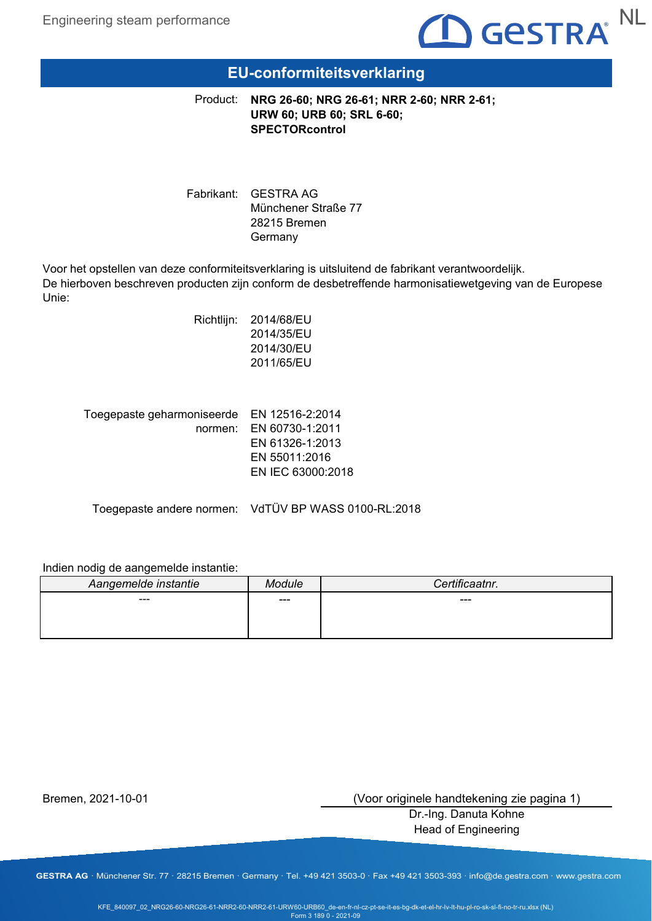# EU-conformiteitsverklaring

Product: **NRG 26-60; NRG 26-61; NRR 2-60; NRR 2-61; URW 60; URB 60; SRL 6-60; SPECTORcontrol**

Fabrikant: GESTRA AG
Münchener Straße 77
28215 Bremen
Germany

Voor het opstellen van deze conformiteitsverklaring is uitsluitend de fabrikant verantwoordelijk.
De hierboven beschreven producten zijn conform de desbetreffende harmonisatiewetgeving van de Europese Unie:

Richtlijn: 2014/68/EU
2014/35/EU
2014/30/EU
2011/65/EU

Toegepaste geharmoniseerde normen: EN 12516-2:2014
EN 60730-1:2011
EN 61326-1:2013
EN 55011:2016
EN IEC 63000:2018

Toegepaste andere normen: VdTÜV BP WASS 0100-RL:2018

Indien nodig de aangemelde instantie:

| *Aangemelde instantie* | *Module* | *Certificaatnr.* |
|---|---|---|
| --- | --- | --- |

Bremen, 2021-10-01

(Voor originele handtekening zie pagina 1)
Dr.-Ing. Danuta Kohne
Head of Engineering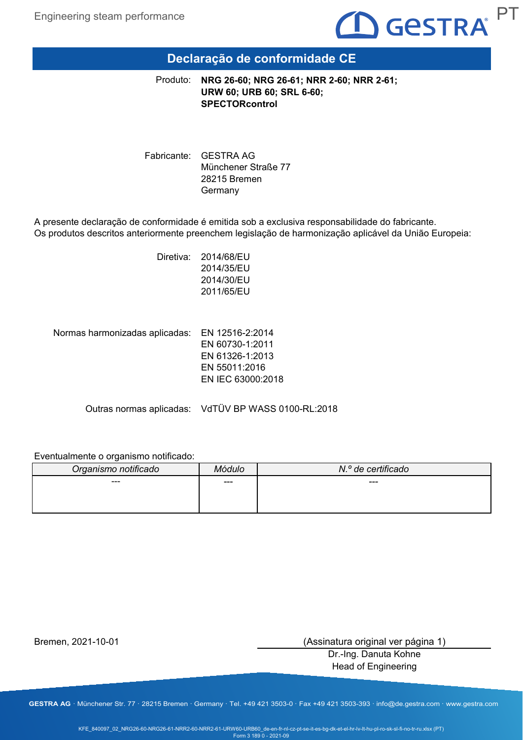# Declaração de conformidade CE

Produto: **NRG 26-60; NRG 26-61; NRR 2-60; NRR 2-61; URW 60; URB 60; SRL 6-60; SPECTORcontrol**

Fabricante: GESTRA AG
Münchener Straße 77
28215 Bremen
Germany

A presente declaração de conformidade é emitida sob a exclusiva responsabilidade do fabricante.
Os produtos descritos anteriormente preenchem legislação de harmonização aplicável da União Europeia:

Diretiva: 2014/68/EU
2014/35/EU
2014/30/EU
2011/65/EU

Normas harmonizadas aplicadas: EN 12516-2:2014
EN 60730-1:2011
EN 61326-1:2013
EN 55011:2016
EN IEC 63000:2018

Outras normas aplicadas: VdTÜV BP WASS 0100-RL:2018

Eventualmente o organismo notificado:

| *Organismo notificado* | *Módulo* | *N.º de certificado* |
|---|---|---|
| --- | --- | --- |

Bremen, 2021-10-01

(Assinatura original ver página 1)
Dr.-Ing. Danuta Kohne
Head of Engineering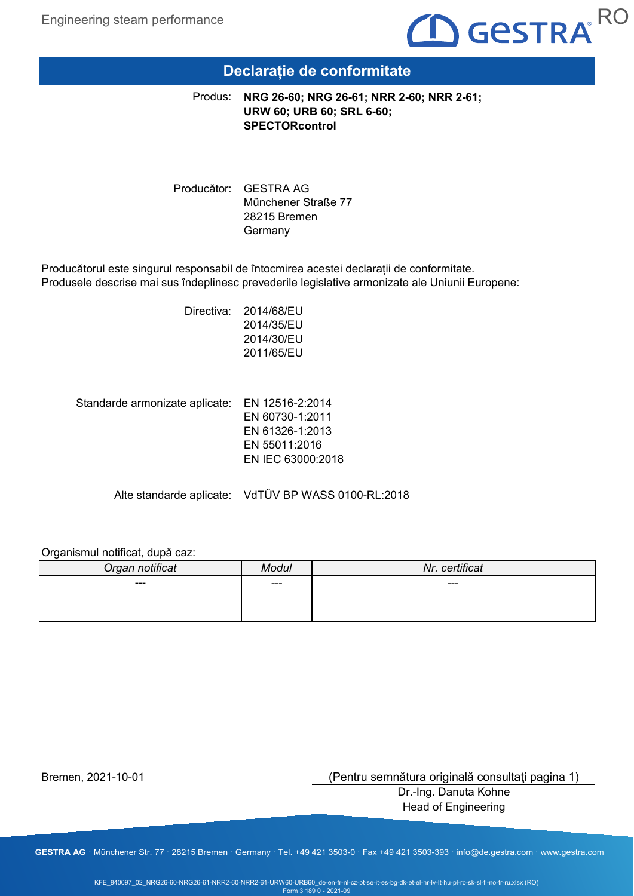# Declarație de conformitate

Produs: **NRG 26-60; NRG 26-61; NRR 2-60; NRR 2-61; URW 60; URB 60; SRL 6-60; SPECTORcontrol**

Producător: GESTRA AG
Münchener Straße 77
28215 Bremen
Germany

Producătorul este singurul responsabil de întocmirea acestei declarații de conformitate.
Produsele descrise mai sus îndeplinesc prevederile legislative armonizate ale Uniunii Europene:

Directiva: 2014/68/EU
2014/35/EU
2014/30/EU
2011/65/EU

Standarde armonizate aplicate: EN 12516-2:2014
EN 60730-1:2011
EN 61326-1:2013
EN 55011:2016
EN IEC 63000:2018

Alte standarde aplicate: VdTÜV BP WASS 0100-RL:2018

Organismul notificat, după caz:

| *Organ notificat* | *Modul* | *Nr. certificat* |
|---|---|---|
| --- | --- | --- |

Bremen, 2021-10-01

(Pentru semnătura originală consultaţi pagina 1)
Dr.-Ing. Danuta Kohne
Head of Engineering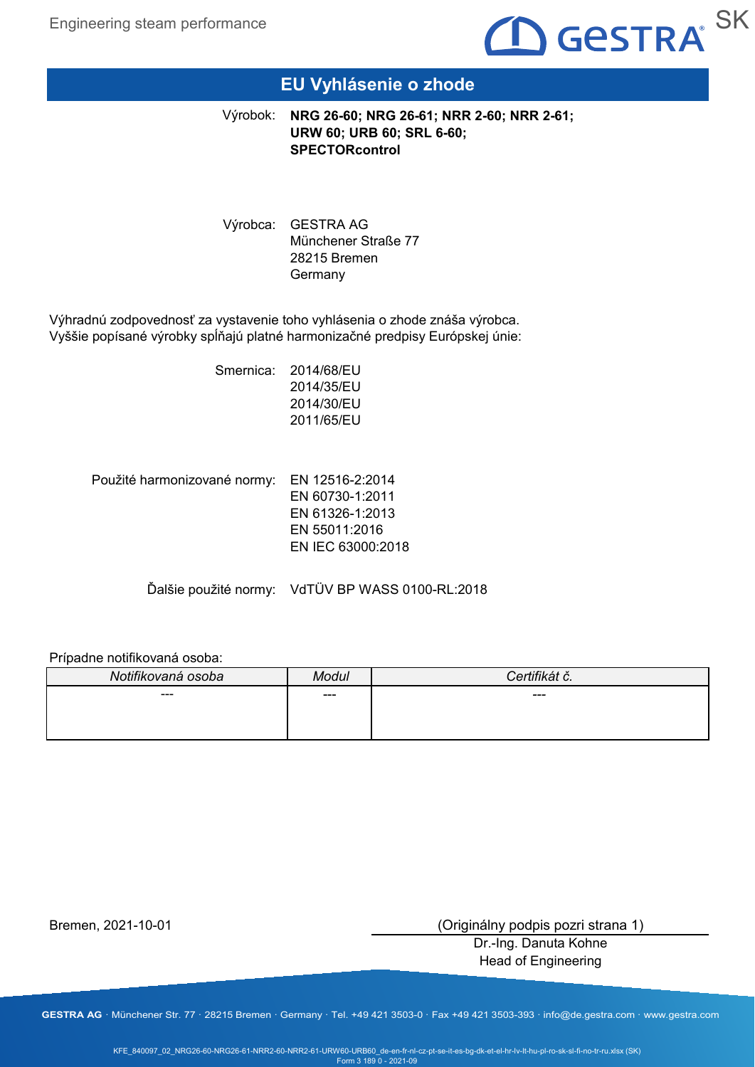# EU Vyhlásenie o zhode

Výrobok: **NRG 26-60; NRG 26-61; NRR 2-60; NRR 2-61; URW 60; URB 60; SRL 6-60; SPECTORcontrol**

Výrobca: GESTRA AG
Münchener Straße 77
28215 Bremen
Germany

Výhradnú zodpovednosť za vystavenie toho vyhlásenia o zhode znáša výrobca.
Vyššie popísané výrobky spĺňajú platné harmonizačné predpisy Európskej únie:

Smernica: 2014/68/EU
2014/35/EU
2014/30/EU
2011/65/EU

Použité harmonizované normy: EN 12516-2:2014
EN 60730-1:2011
EN 61326-1:2013
EN 55011:2016
EN IEC 63000:2018

Ďalšie použité normy: VdTÜV BP WASS 0100-RL:2018

Prípadne notifikovaná osoba:

| *Notifikovaná osoba* | *Modul* | *Certifikát č.* |
| --- | --- | --- |
| --- | --- | --- |

Bremen, 2021-10-01

(Originálny podpis pozri strana 1)
Dr.-Ing. Danuta Kohne
Head of Engineering

**GESTRA AG** · Münchener Str. 77 · 28215 Bremen · Germany · Tel. +49 421 3503-0 · Fax +49 421 3503-393 · info@de.gestra.com · www.gestra.com

KFE_840097_02_NRG26-60-NRG26-61-NRR2-60-NRR2-61-URW60-URB60_de-en-fr-nl-cz-pt-se-it-es-bg-dk-et-el-hr-lv-lt-hu-pl-ro-sk-sl-fi-no-tr-ru.xlsx (SK)
Form 3 189 0 - 2021-09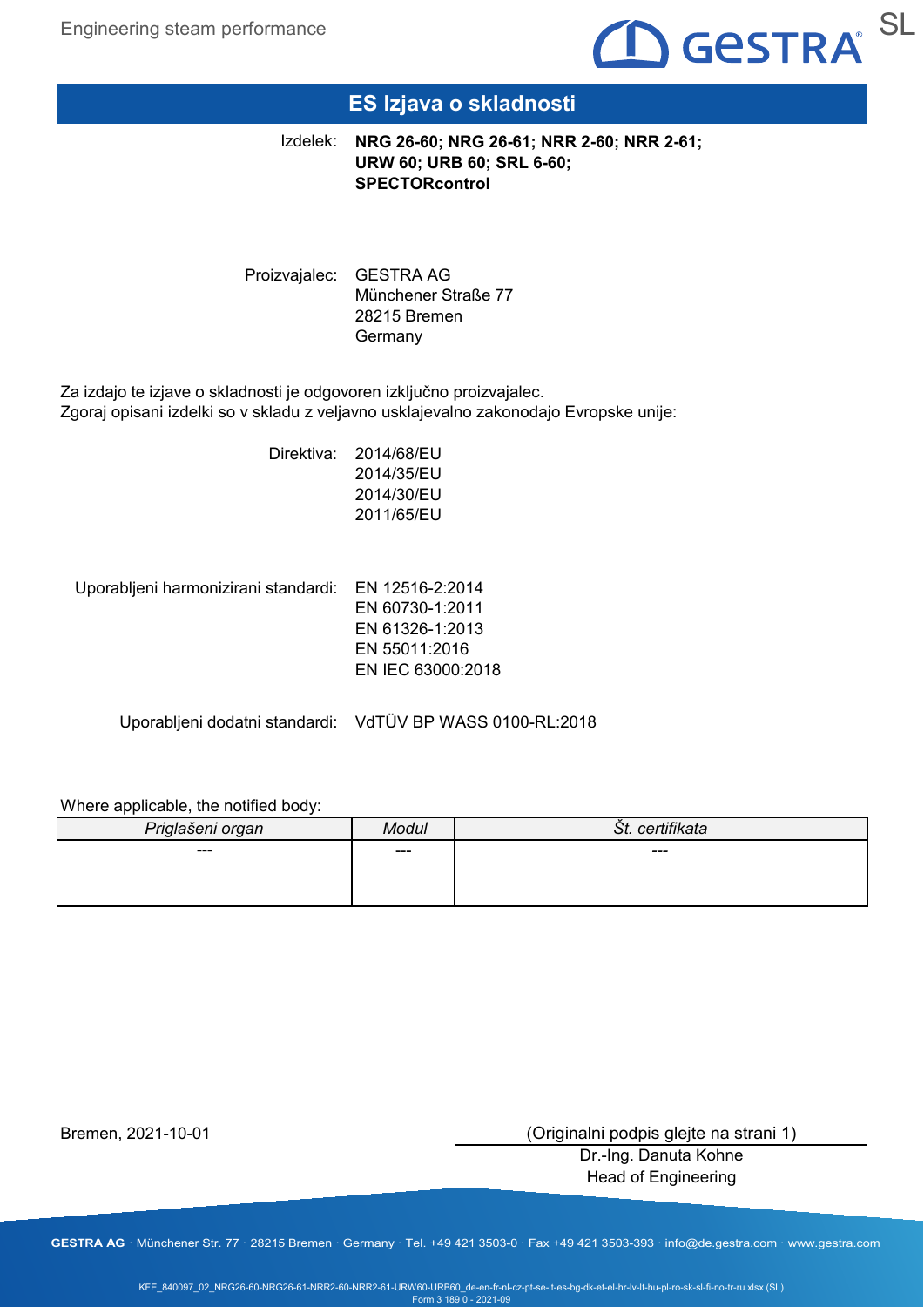# ES Izjava o skladnosti

Izdelek: **NRG 26-60; NRG 26-61; NRR 2-60; NRR 2-61; URW 60; URB 60; SRL 6-60; SPECTORcontrol**

Proizvajalec: GESTRA AG
Münchener Straße 77
28215 Bremen
Germany

Za izdajo te izjave o skladnosti je odgovoren izključno proizvajalec.
Zgoraj opisani izdelki so v skladu z veljavno usklajevalno zakonodajo Evropske unije:

Direktiva: 2014/68/EU
2014/35/EU
2014/30/EU
2011/65/EU

Uporabljeni harmonizirani standardi: EN 12516-2:2014
EN 60730-1:2011
EN 61326-1:2013
EN 55011:2016
EN IEC 63000:2018

Uporabljeni dodatni standardi: VdTÜV BP WASS 0100-RL:2018

Where applicable, the notified body:

| *Priglašeni organ* | *Modul* | *Št. certifikata* |
|---|---|---|
| --- | --- | --- |

Bremen, 2021-10-01

(Originalni podpis glejte na strani 1)
Dr.-Ing. Danuta Kohne
Head of Engineering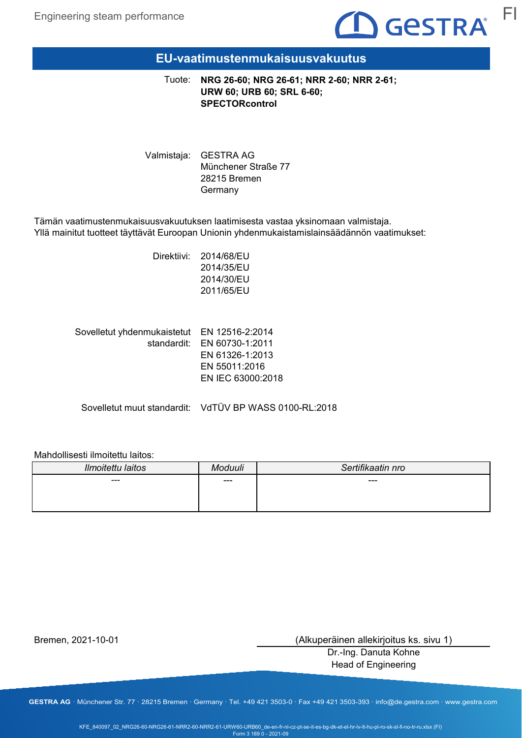# EU-vaatimustenmukaisuusvakuutus

Tuote: **NRG 26-60; NRG 26-61; NRR 2-60; NRR 2-61; URW 60; URB 60; SRL 6-60; SPECTORcontrol**

Valmistaja: GESTRA AG
Münchener Straße 77
28215 Bremen
Germany

Tämän vaatimustenmukaisuusvakuutuksen laatimisesta vastaa yksinomaan valmistaja.
Yllä mainitut tuotteet täyttävät Euroopan Unionin yhdenmukaistamislainsäädännön vaatimukset:

Direktiivi: 2014/68/EU
2014/35/EU
2014/30/EU
2011/65/EU

Sovelletut yhdenmukaistetut standardit: EN 12516-2:2014
EN 60730-1:2011
EN 61326-1:2013
EN 55011:2016
EN IEC 63000:2018

Sovelletut muut standardit: VdTÜV BP WASS 0100-RL:2018

Mahdollisesti ilmoitettu laitos:

| *Ilmoitettu laitos* | *Moduuli* | *Sertifikaatin nro* |
|---|---|---|
| --- | --- | --- |

Bremen, 2021-10-01

(Alkuperäinen allekirjoitus ks. sivu 1)
Dr.-Ing. Danuta Kohne
Head of Engineering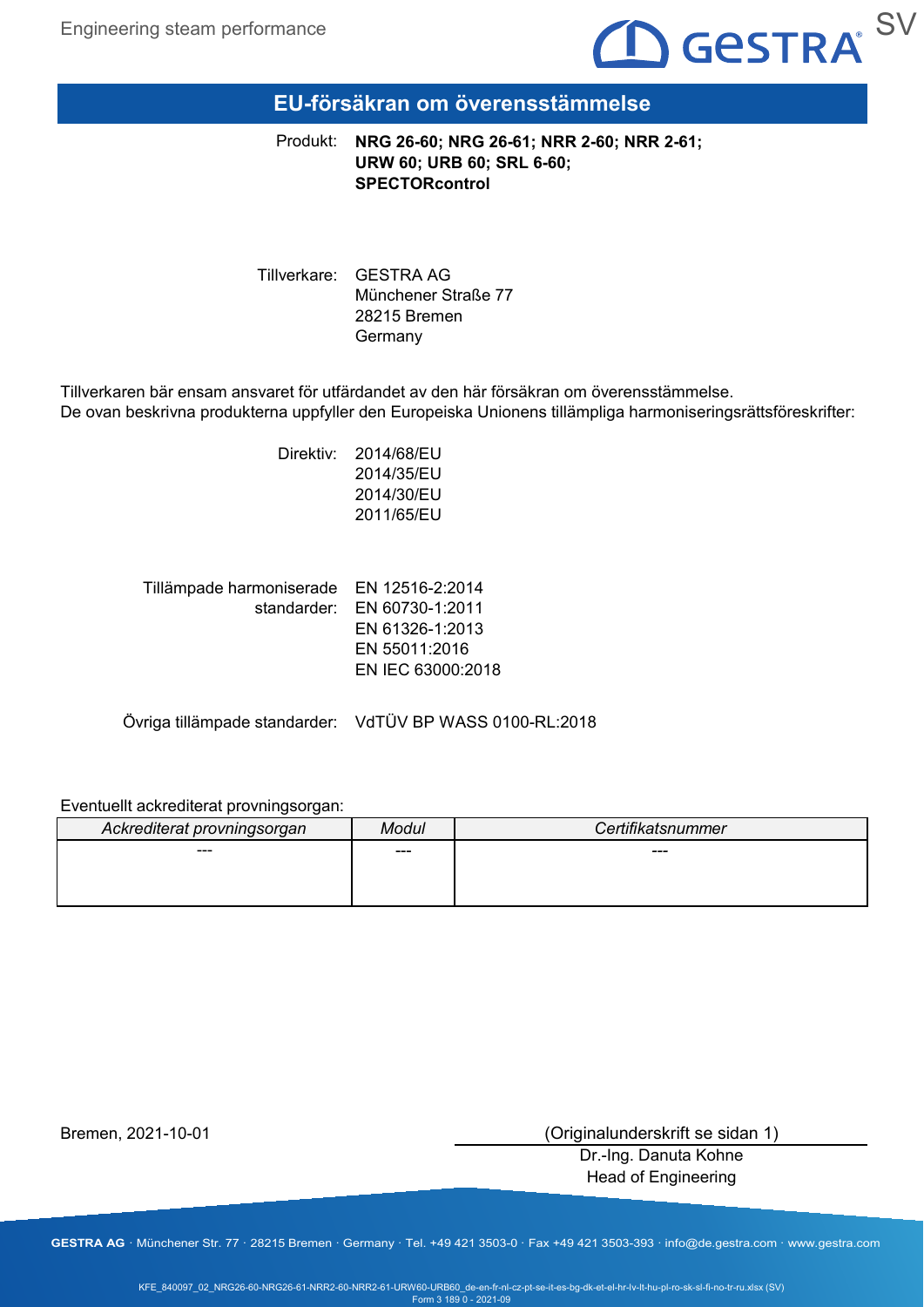# EU-försäkran om överensstämmelse

Produkt: **NRG 26-60; NRG 26-61; NRR 2-60; NRR 2-61; URW 60; URB 60; SRL 6-60; SPECTORcontrol**

Tillverkare: GESTRA AG
Münchener Straße 77
28215 Bremen
Germany

Tillverkaren bär ensam ansvaret för utfärdandet av den här försäkran om överensstämmelse.
De ovan beskrivna produkterna uppfyller den Europeiska Unionens tillämpliga harmoniseringsrättsföreskrifter:

Direktiv:
2014/68/EU
2014/35/EU
2014/30/EU
2011/65/EU

Tillämpade harmoniserade standarder:
EN 12516-2:2014
EN 60730-1:2011
EN 61326-1:2013
EN 55011:2016
EN IEC 63000:2018

Övriga tillämpade standarder: VdTÜV BP WASS 0100-RL:2018

Eventuellt ackrediterat provningsorgan:

| *Ackrediterat provningsorgan* | *Modul* | *Certifikatsnummer* |
|---|---|---|
| --- | --- | --- |

Bremen, 2021-10-01

(Originalunderskrift se sidan 1)
Dr.-Ing. Danuta Kohne
Head of Engineering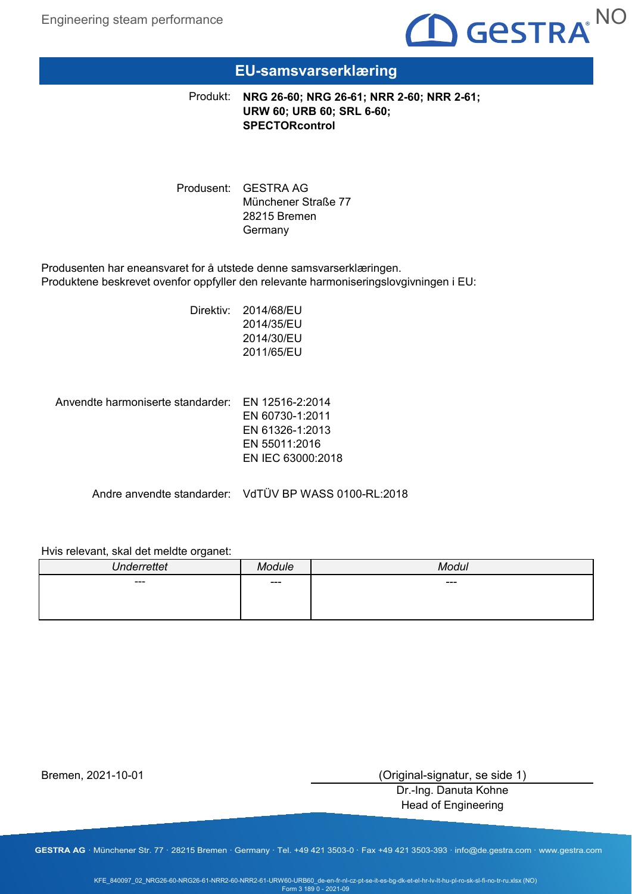# EU-samsvarserklæring

Produkt: **NRG 26-60; NRG 26-61; NRR 2-60; NRR 2-61; URW 60; URB 60; SRL 6-60; SPECTORcontrol**

Produsent: GESTRA AG
Münchener Straße 77
28215 Bremen
Germany

Produsenten har eneansvaret for å utstede denne samsvarserklæringen.
Produktene beskrevet ovenfor oppfyller den relevante harmoniseringslovgivningen i EU:

Direktiv: 2014/68/EU
2014/35/EU
2014/30/EU
2011/65/EU

Anvendte harmoniserte standarder: EN 12516-2:2014
EN 60730-1:2011
EN 61326-1:2013
EN 55011:2016
EN IEC 63000:2018

Andre anvendte standarder: VdTÜV BP WASS 0100-RL:2018

Hvis relevant, skal det meldte organet:

| *Underrettet* | *Module* | *Modul* |
|---|---|---|
| --- | --- | --- |

Bremen, 2021-10-01

(Original-signatur, se side 1)
Dr.-Ing. Danuta Kohne
Head of Engineering

**GESTRA AG** · Münchener Str. 77 · 28215 Bremen · Germany · Tel. +49 421 3503-0 · Fax +49 421 3503-393 · info@de.gestra.com · www.gestra.com

KFE_840097_02_NRG26-60-NRG26-61-NRR2-60-NRR2-61-URW60-URB60_de-en-fr-nl-cz-pt-se-it-es-bg-dk-et-el-hr-lv-lt-hu-pl-ro-sk-sl-fi-no-tr-ru.xlsx (NO)
Form 3 189 0 - 2021-09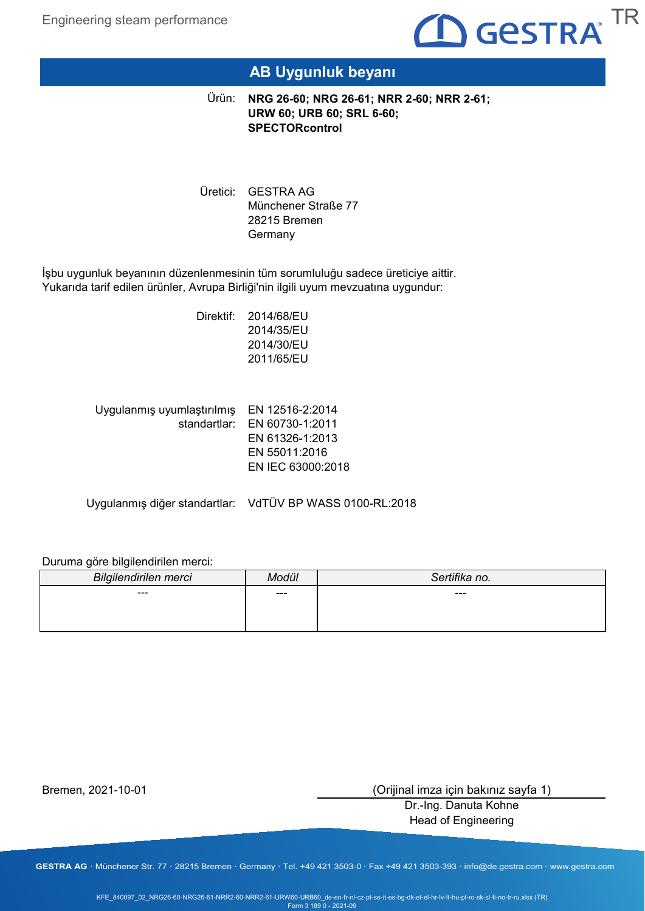# AB Uygunluk beyanı

Ürün: **NRG 26-60; NRG 26-61; NRR 2-60; NRR 2-61; URW 60; URB 60; SRL 6-60; SPECTORcontrol**

Üretici: GESTRA AG
Münchener Straße 77
28215 Bremen
Germany

İşbu uygunluk beyanının düzenlenmesinin tüm sorumluluğu sadece üreticiye aittir.
Yukarıda tarif edilen ürünler, Avrupa Birliği'nin ilgili uyum mevzuatına uygundur:

Direktif:
2014/68/EU
2014/35/EU
2014/30/EU
2011/65/EU

Uygulanmış uyumlaştırılmış standartlar:
EN 12516-2:2014
EN 60730-1:2011
EN 61326-1:2013
EN 55011:2016
EN IEC 63000:2018

Uygulanmış diğer standartlar: VdTÜV BP WASS 0100-RL:2018

Duruma göre bilgilendirilen merci:

| *Bilgilendirilen merci* | *Modül* | *Sertifika no.* |
|---|---|---|
| --- | --- | --- |

Bremen, 2021-10-01

(Orijinal imza için bakınız sayfa 1)
Dr.-Ing. Danuta Kohne
Head of Engineering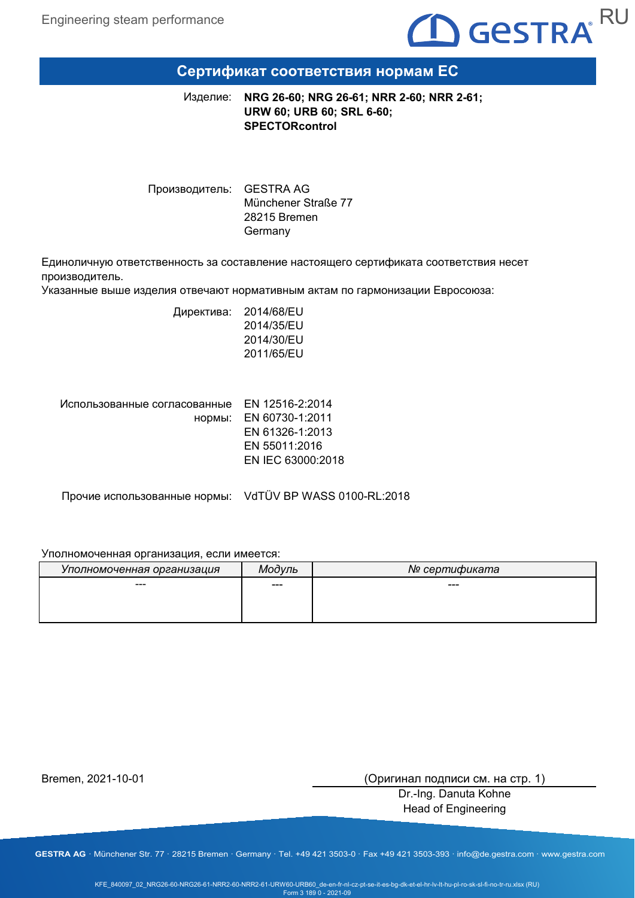# Сертификат соответствия нормам ЕС

Изделие: **NRG 26-60; NRG 26-61; NRR 2-60; NRR 2-61; URW 60; URB 60; SRL 6-60; SPECTORcontrol**

Производитель: GESTRA AG
Münchener Straße 77
28215 Bremen
Germany

Единоличную ответственность за составление настоящего сертификата соответствия несет производитель.
Указанные выше изделия отвечают нормативным актам по гармонизации Евросоюза:

Директива: 2014/68/EU
2014/35/EU
2014/30/EU
2011/65/EU

Использованные согласованные нормы: EN 12516-2:2014
EN 60730-1:2011
EN 61326-1:2013
EN 55011:2016
EN IEC 63000:2018

Прочие использованные нормы: VdTÜV BP WASS 0100-RL:2018

Уполномоченная организация, если имеется:

| *Уполномоченная организация* | *Модуль* | *№ сертификата* |
|---|---|---|
| --- | --- | --- |

Bremen, 2021-10-01

(Оригинал подписи см. на стр. 1)
Dr.-Ing. Danuta Kohne
Head of Engineering

**GESTRA AG** · Münchener Str. 77 · 28215 Bremen · Germany · Tel. +49 421 3503-0 · Fax +49 421 3503-393 · info@de.gestra.com · www.gestra.com

KFE_840097_02_NRG26-60-NRG26-61-NRR2-60-NRR2-61-URW60-URB60_de-en-fr-nl-cz-pt-se-it-es-bg-dk-et-el-hr-lv-lt-hu-pl-ro-sk-sl-fi-no-tr-ru.xlsx (RU)
Form 3 189 0 - 2021-09